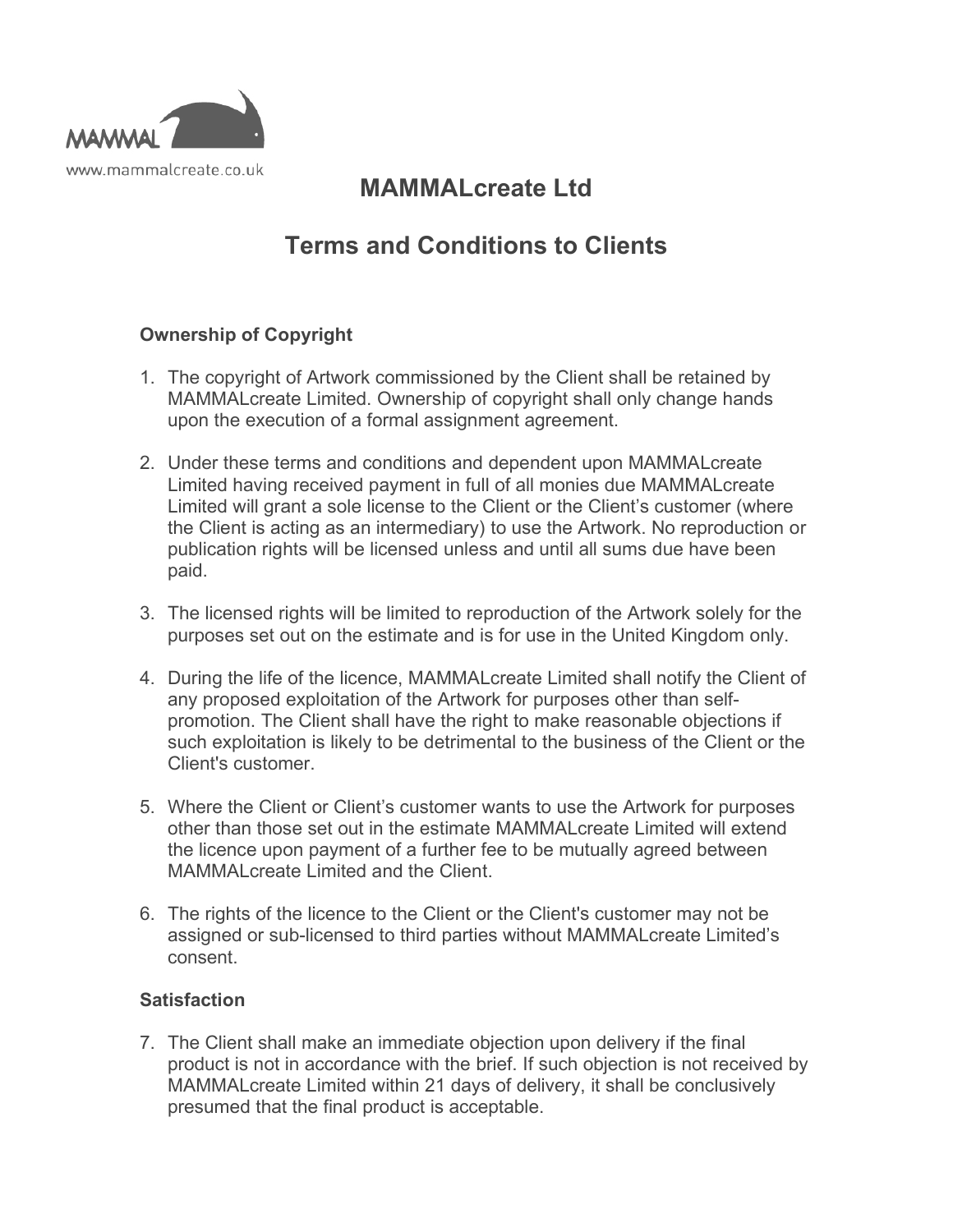MAMMAL

www.mammalcreate.co.uk

# MAMMALcreate Ltd

# Terms and Conditions to Clients

### Ownership of Copyright

1. The copyright of Artwork commissioned by the Client shall be retained by MAMMALcreate Limited. Ownership of copyright shall only change hands upon the execution of a formal assignment agreement.

2. Under these terms and conditions and dependent upon MAMMALcreate Limited having received payment in full of all monies due MAMMALcreate Limited will grant a sole license to the Client or the Client's customer (where the Client is acting as an intermediary) to use the Artwork. No reproduction or publication rights will be licensed unless and until all sums due have been paid.

3. The licensed rights will be limited to reproduction of the Artwork solely for the purposes set out on the estimate and is for use in the United Kingdom only.

4. During the life of the licence, MAMMALcreate Limited shall notify the Client of any proposed exploitation of the Artwork for purposes other than self-promotion. The Client shall have the right to make reasonable objections if such exploitation is likely to be detrimental to the business of the Client or the Client's customer.

5. Where the Client or Client's customer wants to use the Artwork for purposes other than those set out in the estimate MAMMALcreate Limited will extend the licence upon payment of a further fee to be mutually agreed between MAMMALcreate Limited and the Client.

6. The rights of the licence to the Client or the Client's customer may not be assigned or sub-licensed to third parties without MAMMALcreate Limited's consent.

### Satisfaction

7. The Client shall make an immediate objection upon delivery if the final product is not in accordance with the brief. If such objection is not received by MAMMALcreate Limited within 21 days of delivery, it shall be conclusively presumed that the final product is acceptable.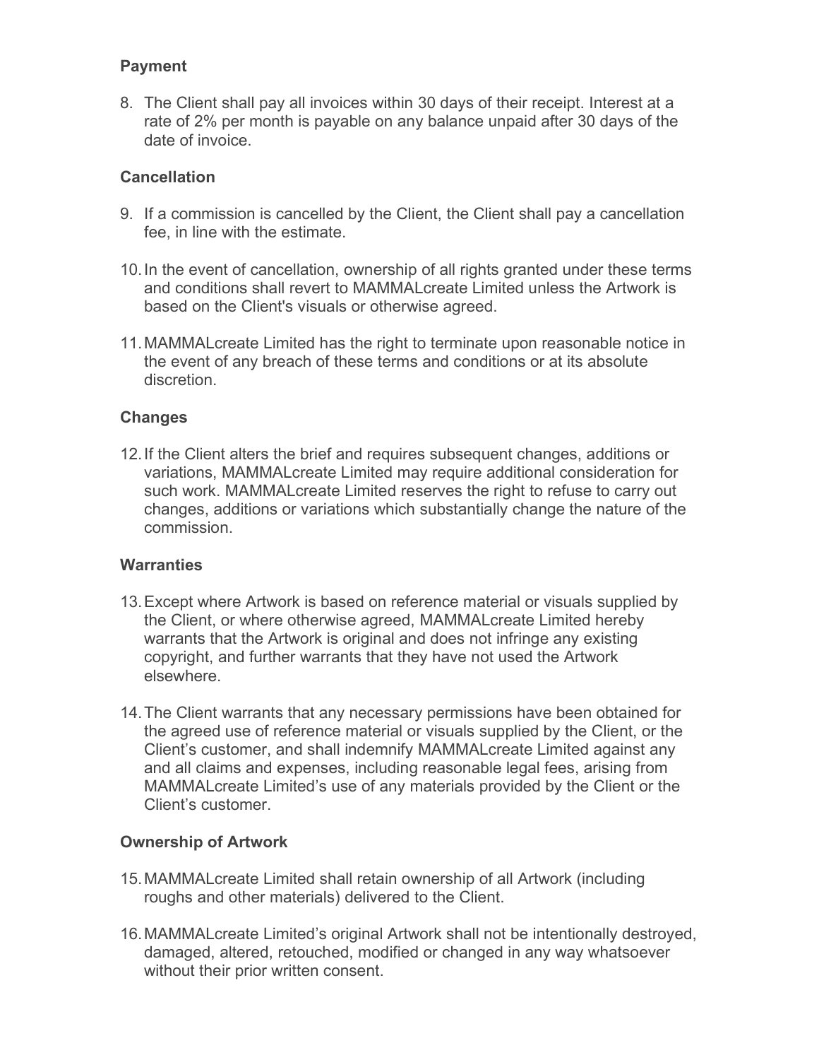**Payment**

8. The Client shall pay all invoices within 30 days of their receipt. Interest at a rate of 2% per month is payable on any balance unpaid after 30 days of the date of invoice.

**Cancellation**

9. If a commission is cancelled by the Client, the Client shall pay a cancellation fee, in line with the estimate.

10. In the event of cancellation, ownership of all rights granted under these terms and conditions shall revert to MAMMALcreate Limited unless the Artwork is based on the Client's visuals or otherwise agreed.

11. MAMMALcreate Limited has the right to terminate upon reasonable notice in the event of any breach of these terms and conditions or at its absolute discretion.

**Changes**

12. If the Client alters the brief and requires subsequent changes, additions or variations, MAMMALcreate Limited may require additional consideration for such work. MAMMALcreate Limited reserves the right to refuse to carry out changes, additions or variations which substantially change the nature of the commission.

**Warranties**

13. Except where Artwork is based on reference material or visuals supplied by the Client, or where otherwise agreed, MAMMALcreate Limited hereby warrants that the Artwork is original and does not infringe any existing copyright, and further warrants that they have not used the Artwork elsewhere.

14. The Client warrants that any necessary permissions have been obtained for the agreed use of reference material or visuals supplied by the Client, or the Client's customer, and shall indemnify MAMMALcreate Limited against any and all claims and expenses, including reasonable legal fees, arising from MAMMALcreate Limited's use of any materials provided by the Client or the Client's customer.

**Ownership of Artwork**

15. MAMMALcreate Limited shall retain ownership of all Artwork (including roughs and other materials) delivered to the Client.

16. MAMMALcreate Limited's original Artwork shall not be intentionally destroyed, damaged, altered, retouched, modified or changed in any way whatsoever without their prior written consent.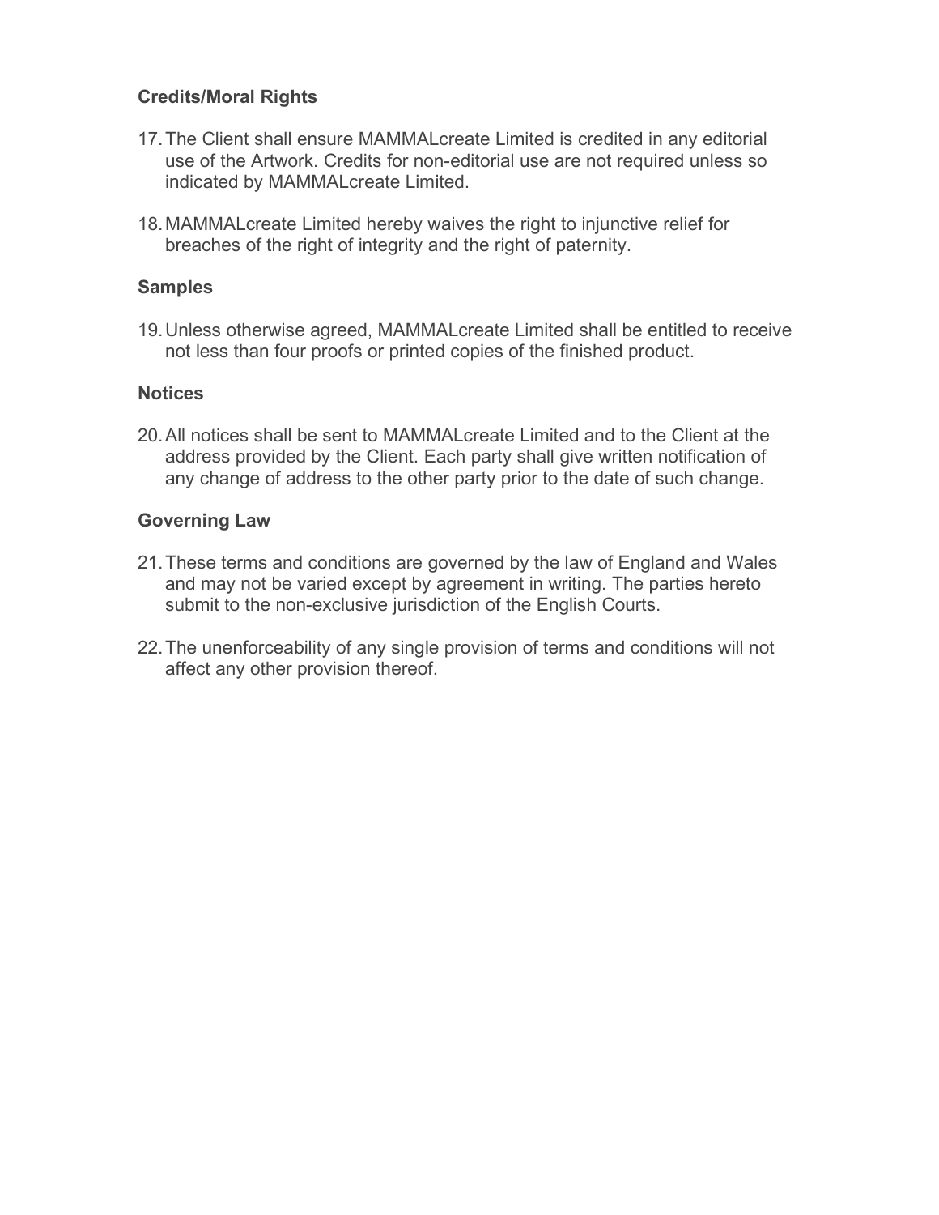**Credits/Moral Rights**

17. The Client shall ensure MAMMALcreate Limited is credited in any editorial use of the Artwork. Credits for non-editorial use are not required unless so indicated by MAMMALcreate Limited.

18. MAMMALcreate Limited hereby waives the right to injunctive relief for breaches of the right of integrity and the right of paternity.

**Samples**

19. Unless otherwise agreed, MAMMALcreate Limited shall be entitled to receive not less than four proofs or printed copies of the finished product.

**Notices**

20. All notices shall be sent to MAMMALcreate Limited and to the Client at the address provided by the Client. Each party shall give written notification of any change of address to the other party prior to the date of such change.

**Governing Law**

21. These terms and conditions are governed by the law of England and Wales and may not be varied except by agreement in writing. The parties hereto submit to the non-exclusive jurisdiction of the English Courts.

22. The unenforceability of any single provision of terms and conditions will not affect any other provision thereof.